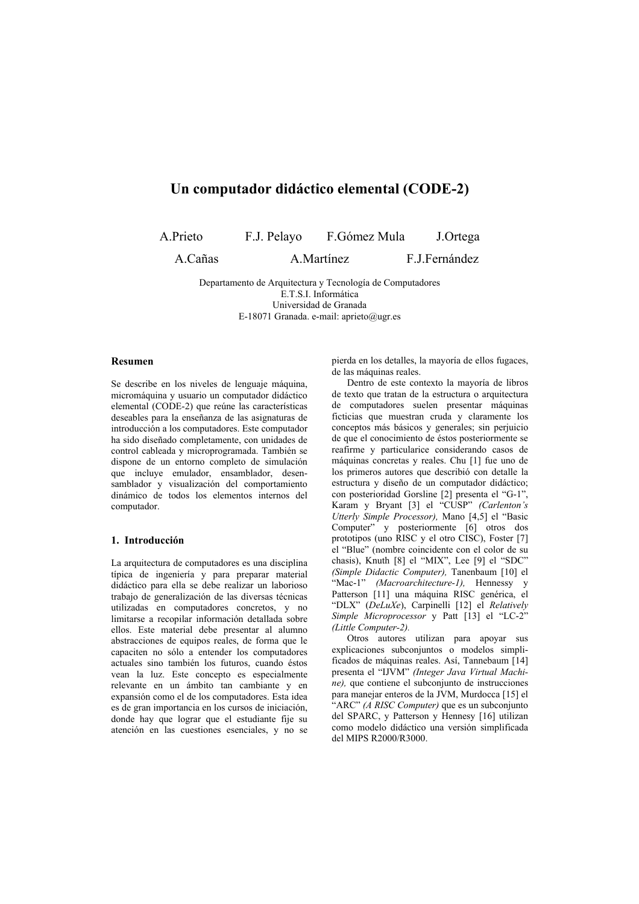# Un computador didáctico elemental (CODE-2)

A.Prieto F.J. Pelayo F.Gómez Mula J.Ortega

A.Cañas A.Martínez F.J.Fernández

Departamento de Arquitectura y Tecnología de Computadores
E.T.S.I. Informática
Universidad de Granada
E-18071 Granada. e-mail: aprieto@ugr.es

## Resumen

Se describe en los niveles de lenguaje máquina, micromáquina y usuario un computador didáctico elemental (CODE-2) que reúne las características deseables para la enseñanza de las asignaturas de introducción a los computadores. Este computador ha sido diseñado completamente, con unidades de control cableada y microprogramada. También se dispone de un entorno completo de simulación que incluye emulador, ensamblador, desensamblador y visualización del comportamiento dinámico de todos los elementos internos del computador.

## 1. Introducción

La arquitectura de computadores es una disciplina típica de ingeniería y para preparar material didáctico para ella se debe realizar un laborioso trabajo de generalización de las diversas técnicas utilizadas en computadores concretos, y no limitarse a recopilar información detallada sobre ellos. Este material debe presentar al alumno abstracciones de equipos reales, de forma que le capaciten no sólo a entender los computadores actuales sino también los futuros, cuando éstos vean la luz. Este concepto es especialmente relevante en un ámbito tan cambiante y en expansión como el de los computadores. Esta idea es de gran importancia en los cursos de iniciación, donde hay que lograr que el estudiante fije su atención en las cuestiones esenciales, y no se pierda en los detalles, la mayoría de ellos fugaces, de las máquinas reales.

Dentro de este contexto la mayoría de libros de texto que tratan de la estructura o arquitectura de computadores suelen presentar máquinas ficticias que muestran cruda y claramente los conceptos más básicos y generales; sin perjuicio de que el conocimiento de éstos posteriormente se reafirme y particularice considerando casos de máquinas concretas y reales. Chu [1] fue uno de los primeros autores que describió con detalle la estructura y diseño de un computador didáctico; con posterioridad Gorsline [2] presenta el "G-1", Karam y Bryant [3] el "CUSP" *(Carlenton's Utterly Simple Processor),* Mano [4,5] el "Basic Computer" y posteriormente [6] otros dos prototipos (uno RISC y el otro CISC), Foster [7] el "Blue" (nombre coincidente con el color de su chasis), Knuth [8] el "MIX", Lee [9] el "SDC" *(Simple Didactic Computer),* Tanenbaum [10] el "Mac-1" *(Macroarchitecture-1),* Hennessy y Patterson [11] una máquina RISC genérica, el "DLX" (*DeLuXe*), Carpinelli [12] el *Relatively Simple Microprocessor* y Patt [13] el "LC-2" *(Little Computer-2).*

Otros autores utilizan para apoyar sus explicaciones subconjuntos o modelos simplificados de máquinas reales. Así, Tannebaum [14] presenta el "IJVM" *(Integer Java Virtual Machine),* que contiene el subconjunto de instrucciones para manejar enteros de la JVM, Murdocca [15] el "ARC" *(A RISC Computer)* que es un subconjunto del SPARC, y Patterson y Hennesy [16] utilizan como modelo didáctico una versión simplificada del MIPS R2000/R3000.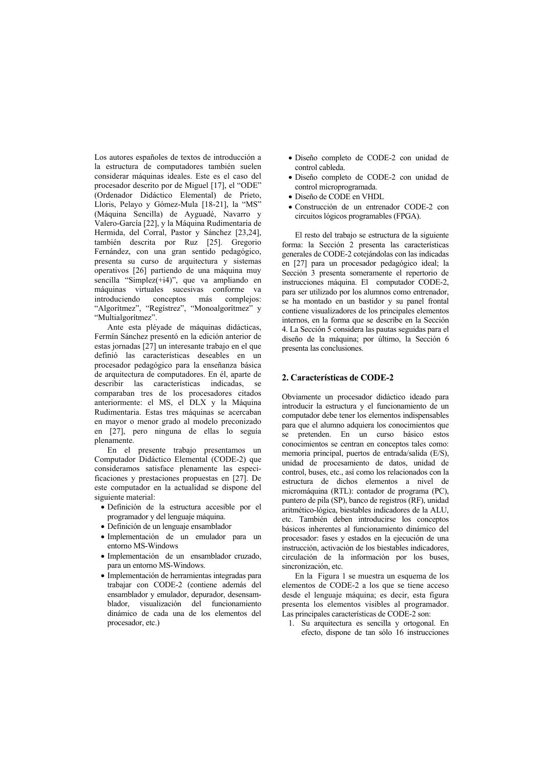Los autores españoles de textos de introducción a la estructura de computadores también suelen considerar máquinas ideales. Este es el caso del procesador descrito por de Miguel [17], el "ODE" (Ordenador Didáctico Elemental) de Prieto, Lloris, Pelayo y Gómez-Mula [18-21], la "MS" (Máquina Sencilla) de Ayguadé, Navarro y Valero-García [22], y la Máquina Rudimentaria de Hermida, del Corral, Pastor y Sánchez [23,24], también descrita por Ruz [25]. Gregorio Fernández, con una gran sentido pedagógico, presenta su curso de arquitectura y sistemas operativos [26] partiendo de una máquina muy sencilla "Simplez(+i4)", que va ampliando en máquinas virtuales sucesivas conforme va introduciendo conceptos más complejos: "Algorítmez", "Regístrez", "Monoalgorítmez" y "Multialgorítmez".

Ante esta pléyade de máquinas didácticas, Fermín Sánchez presentó en la edición anterior de estas jornadas [27] un interesante trabajo en el que definió las características deseables en un procesador pedagógico para la enseñanza básica de arquitectura de computadores. En él, aparte de describir las características indicadas, se comparaban tres de los procesadores citados anteriormente: el MS, el DLX y la Máquina Rudimentaria. Estas tres máquinas se acercaban en mayor o menor grado al modelo preconizado en [27], pero ninguna de ellas lo seguía plenamente.

En el presente trabajo presentamos un Computador Didáctico Elemental (CODE-2) que consideramos satisface plenamente las especificaciones y prestaciones propuestas en [27]. De este computador en la actualidad se dispone del siguiente material:

- Definición de la estructura accesible por el programador y del lenguaje máquina.
- Definición de un lenguaje ensamblador
- Implementación de un emulador para un entorno MS-Windows
- Implementación de un ensamblador cruzado, para un entorno MS-Windows.
- Implementación de herramientas integradas para trabajar con CODE-2 (contiene además del ensamblador y emulador, depurador, desensamblador, visualización del funcionamiento dinámico de cada una de los elementos del procesador, etc.)
- Diseño completo de CODE-2 con unidad de control cableda.
- Diseño completo de CODE-2 con unidad de control microprogramada.
- Diseño de CODE en VHDL
- Construcción de un entrenador CODE-2 con circuitos lógicos programables (FPGA).

El resto del trabajo se estructura de la siguiente forma: la Sección 2 presenta las características generales de CODE-2 cotejándolas con las indicadas en [27] para un procesador pedagógico ideal; la Sección 3 presenta someramente el repertorio de instrucciones máquina. El computador CODE-2, para ser utilizado por los alumnos como entrenador, se ha montado en un bastidor y su panel frontal contiene visualizadores de los principales elementos internos, en la forma que se describe en la Sección 4. La Sección 5 considera las pautas seguidas para el diseño de la máquina; por último, la Sección 6 presenta las conclusiones.

## 2. Características de CODE-2

Obviamente un procesador didáctico ideado para introducir la estructura y el funcionamiento de un computador debe tener los elementos indispensables para que el alumno adquiera los conocimientos que se pretenden. En un curso básico estos conocimientos se centran en conceptos tales como: memoria principal, puertos de entrada/salida (E/S), unidad de procesamiento de datos, unidad de control, buses, etc., así como los relacionados con la estructura de dichos elementos a nivel de micromáquina (RTL): contador de programa (PC), puntero de pila (SP), banco de registros (RF), unidad aritmético-lógica, biestables indicadores de la ALU, etc. También deben introducirse los conceptos básicos inherentes al funcionamiento dinámico del procesador: fases y estados en la ejecución de una instrucción, activación de los biestables indicadores, circulación de la información por los buses, sincronización, etc.

En la Figura 1 se muestra un esquema de los elementos de CODE-2 a los que se tiene acceso desde el lenguaje máquina; es decir, esta figura presenta los elementos visibles al programador. Las principales características de CODE-2 son:

1. Su arquitectura es sencilla y ortogonal. En efecto, dispone de tan sólo 16 instrucciones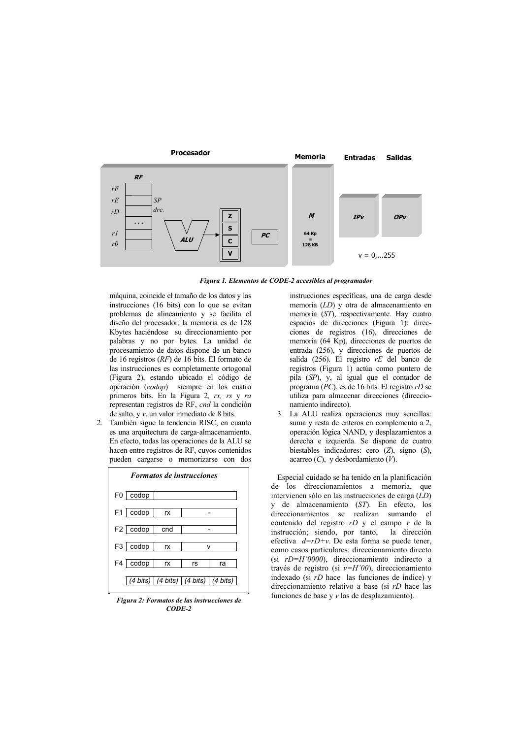*Figura 1. Elementos de CODE-2 accesibles al programador*

máquina, coincide el tamaño de los datos y las instrucciones (16 bits) con lo que se evitan problemas de alineamiento y se facilita el diseño del procesador, la memoria es de 128 Kbytes haciéndose su direccionamiento por palabras y no por bytes. La unidad de procesamiento de datos dispone de un banco de 16 registros (*RF*) de 16 bits. El formato de las instrucciones es completamente ortogonal (Figura 2), estando ubicado el código de operación (*codop*) siempre en los cuatro primeros bits. En la Figura 2*, rx, rs* y *ra* representan registros de RF, *cnd* la condición de salto, y *v*, un valor inmediato de 8 bits.

2. También sigue la tendencia RISC, en cuanto es una arquitectura de carga-almacenamiento. En efecto, todas las operaciones de la ALU se hacen entre registros de RF, cuyos contenidos pueden cargarse o memorizarse con dos instrucciones específicas, una de carga desde memoria (*LD*) y otra de almacenamiento en memoria (*ST*), respectivamente. Hay cuatro espacios de direcciones (Figura 1): direcciones de registros (16), direcciones de memoria (64 Kp), direcciones de puertos de entrada (256), y direcciones de puertos de salida (256). El registro *rE* del banco de registros (Figura 1) actúa como puntero de pila (*SP*), y, al igual que el contador de programa (*PC*), es de 16 bits. El registro *rD* se utiliza para almacenar direcciones (direccionamiento indirecto).
3. La ALU realiza operaciones muy sencillas: suma y resta de enteros en complemento a 2, operación lógica NAND, y desplazamientos a derecha e izquierda. Se dispone de cuatro biestables indicadores: cero (*Z*), signo (*S*), acarreo (*C*), y desbordamiento (*V*).

***Formatos de instrucciones***

| | | | | |
|---|---|---|---|---|
| F0 | codop | | | |
| F1 | codop | rx | - | |
| F2 | codop | cnd | - | |
| F3 | codop | rx | v | |
| F4 | codop | rx | rs | ra |
| | *(4 bits)* | *(4 bits)* | *(4 bits)* | *(4 bits)* |

***Figura 2: Formatos de las instrucciones de CODE-2***

Especial cuidado se ha tenido en la planificación de los direccionamientos a memoria, que intervienen sólo en las instrucciones de carga (*LD*) y de almacenamiento (*ST*). En efecto, los direccionamientos se realizan sumando el contenido del registro *rD* y el campo *v* de la instrucción; siendo, por tanto, la dirección efectiva $d=rD+v$. De esta forma se puede tener, como casos particulares: direccionamiento directo (si *rD=H'0000*), direccionamiento indirecto a través de registro (si *v=H'00*), direccionamiento indexado (si *rD* hace las funciones de índice) y direccionamiento relativo a base (si *rD* hace las funciones de base y *v* las de desplazamiento).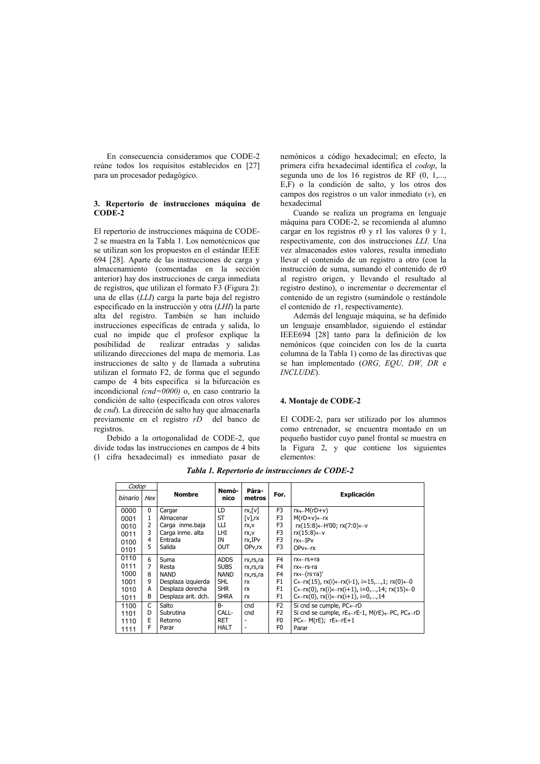En consecuencia consideramos que CODE-2 reúne todos los requisitos establecidos en [27] para un procesador pedagógico.

## 3. Repertorio de instrucciones máquina de CODE-2

El repertorio de instrucciones máquina de CODE-2 se muestra en la Tabla 1. Los nemotécnicos que se utilizan son los propuestos en el estándar IEEE 694 [28]. Aparte de las instrucciones de carga y almacenamiento (comentadas en la sección anterior) hay dos instrucciones de carga inmediata de registros, que utilizan el formato F3 (Figura 2): una de ellas (*LLI*) carga la parte baja del registro especificado en la instrucción y otra (*LHI*) la parte alta del registro. También se han incluido instrucciones específicas de entrada y salida, lo cual no impide que el profesor explique la posibilidad de realizar entradas y salidas utilizando direcciones del mapa de memoria. Las instrucciones de salto y de llamada a subrutina utilizan el formato F2, de forma que el segundo campo de 4 bits especifica si la bifurcación es incondicional *(cnd=0000)* o, en caso contrario la condición de salto (especificada con otros valores de *cnd*). La dirección de salto hay que almacenarla previamente en el registro *rD* del banco de registros.

Debido a la ortogonalidad de CODE-2, que divide todas las instrucciones en campos de 4 bits (1 cifra hexadecimal) es inmediato pasar de nemónicos a código hexadecimal; en efecto, la primera cifra hexadecimal identifica el *codop*, la segunda uno de los 16 registros de RF (0, 1,..., E,F) o la condición de salto, y los otros dos campos dos registros o un valor inmediato (*v*), en hexadecimal

Cuando se realiza un programa en lenguaje máquina para CODE-2, se recomienda al alumno cargar en los registros r0 y r1 los valores 0 y 1, respectivamente, con dos instrucciones *LLI*. Una vez almacenados estos valores, resulta inmediato llevar el contenido de un registro a otro (con la instrucción de suma, sumando el contenido de r0 al registro origen, y llevando el resultado al registro destino), o incrementar o decrementar el contenido de un registro (sumándole o restándole el contenido de r1, respectivamente).

Además del lenguaje máquina, se ha definido un lenguaje ensamblador, siguiendo el estándar IEEE694 [28] tanto para la definición de los nemónicos (que coinciden con los de la cuarta columna de la Tabla 1) como de las directivas que se han implementado (*ORG, EQU, DW, DR* e *INCLUDE*).

## 4. Montaje de CODE-2

El CODE-2, para ser utilizado por los alumnos como entrenador, se encuentra montado en un pequeño bastidor cuyo panel frontal se muestra en la Figura 2, y que contiene los siguientes elementos:

***Tabla 1. Repertorio de instrucciones de CODE-2***

| Codop | | Nombre | Nemónico | Parámetros | For. | Explicación |
|---|---|---|---|---|---|---|
| *binario* | *Hex* | | | | | |
| 0000 | 0 | Cargar | LD | rx,[v] | F3 | rx←M(rD+v) |
| 0001 | 1 | Almacenar | ST | [v],rx | F3 | M(rD+v)←rx |
| 0010 | 2 | Carga inme.baja | LLI | rx,v | F3 | rx(15:8)←H'00; rx(7:0)←v |
| 0011 | 3 | Carga inme. alta | LHI | rx,v | F3 | rx(15:8)←v |
| 0100 | 4 | Entrada | IN | rx,IPv | F3 | rx←IPv |
| 0101 | 5 | Salida | OUT | OPv,rx | F3 | OPv←rx |
| 0110 | 6 | Suma | ADDS | rx,rs,ra | F4 | rx←rs+ra |
| 0111 | 7 | Resta | SUBS | rx,rs,ra | F4 | rx←rs-ra |
| 1000 | 8 | NAND | NAND | rx,rs,ra | F4 | rx←(rs·ra)' |
| 1001 | 9 | Desplaza izquierda | SHL | rx | F1 | C←rx(15), rx(i)←rx(i-1), i=15,…,1; rx(0)←0 |
| 1010 | A | Desplaza derecha | SHR | rx | F1 | C←rx(0), rx(i)←rx(i+1), i=0,…,14; rx(15)←0 |
| 1011 | B | Desplaza arit. dch. | SHRA | rx | F1 | C←rx(0), rx(i)←rx(i+1), i=0,…,14 |
| 1100 | C | Salto | B- | cnd | F2 | Si cnd se cumple, PC←rD |
| 1101 | D | Subrutina | CALL- | cnd | F2 | Si cnd se cumple, rE←rE-1, M(rE)←PC, PC←rD |
| 1110 | E | Retorno | RET | - | F0 | PC← M(rE); rE←rE+1 |
| 1111 | F | Parar | HALT | - | F0 | Parar |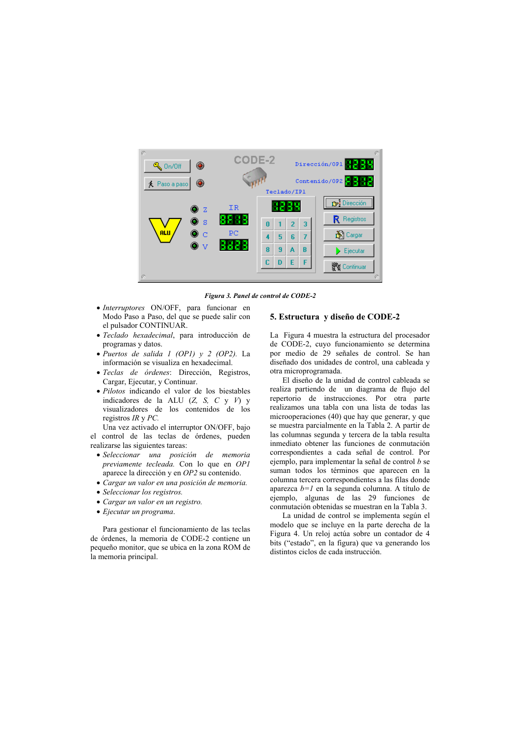*Figura 3. Panel de control de CODE-2*

- *Interruptores* ON/OFF, para funcionar en Modo Paso a Paso, del que se puede salir con el pulsador CONTINUAR.
- *Teclado hexadecimal*, para introducción de programas y datos.
- *Puertos de salida 1 (OP1) y 2 (OP2).* La información se visualiza en hexadecimal.
- *Teclas de órdenes*: Dirección, Registros, Cargar, Ejecutar, y Continuar.
- *Pilotos* indicando el valor de los biestables indicadores de la ALU (*Z, S, C* y *V*) y visualizadores de los contenidos de los registros *IR* y *PC.*

Una vez activado el interruptor ON/OFF, bajo el control de las teclas de órdenes, pueden realizarse las siguientes tareas:

- *Seleccionar una posición de memoria previamente tecleada.* Con lo que en *OP1* aparece la dirección y en *OP2* su contenido.
- *Cargar un valor en una posición de memoria.*
- *Seleccionar los registros.*
- *Cargar un valor en un registro.*
- *Ejecutar un programa*.

Para gestionar el funcionamiento de las teclas de órdenes, la memoria de CODE-2 contiene un pequeño monitor, que se ubica en la zona ROM de la memoria principal.

## 5. Estructura y diseño de CODE-2

La Figura 4 muestra la estructura del procesador de CODE-2, cuyo funcionamiento se determina por medio de 29 señales de control. Se han diseñado dos unidades de control, una cableada y otra microprogramada.

El diseño de la unidad de control cableada se realiza partiendo de un diagrama de flujo del repertorio de instrucciones. Por otra parte realizamos una tabla con una lista de todas las microoperaciones (40) que hay que generar, y que se muestra parcialmente en la Tabla 2. A partir de las columnas segunda y tercera de la tabla resulta inmediato obtener las funciones de conmutación correspondientes a cada señal de control. Por ejemplo, para implementar la señal de control *b* se suman todos los términos que aparecen en la columna tercera correspondientes a las filas donde aparezca *b=1* en la segunda columna. A título de ejemplo, algunas de las 29 funciones de conmutación obtenidas se muestran en la Tabla 3.

La unidad de control se implementa según el modelo que se incluye en la parte derecha de la Figura 4. Un reloj actúa sobre un contador de 4 bits ("estado", en la figura) que va generando los distintos ciclos de cada instrucción.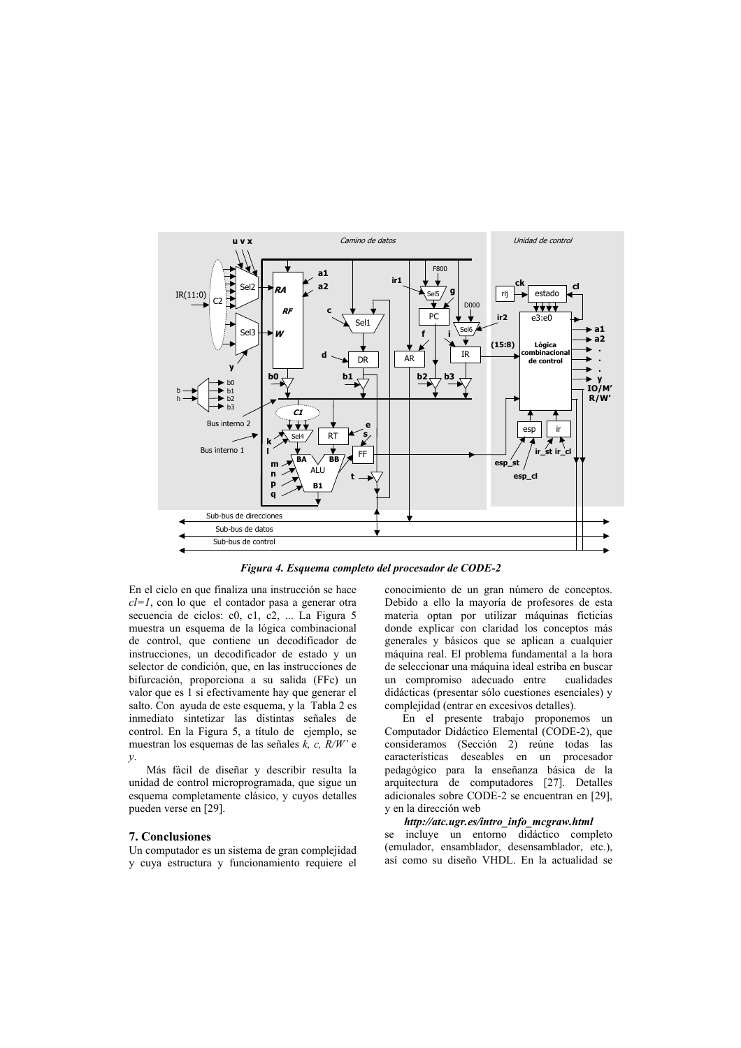*Figura 4. Esquema completo del procesador de CODE-2*

En el ciclo en que finaliza una instrucción se hace *cl=1*, con lo que el contador pasa a generar otra secuencia de ciclos: c0, c1, c2, ... La Figura 5 muestra un esquema de la lógica combinacional de control, que contiene un decodificador de instrucciones, un decodificador de estado y un selector de condición, que, en las instrucciones de bifurcación, proporciona a su salida (FFc) un valor que es 1 si efectivamente hay que generar el salto. Con ayuda de este esquema, y la Tabla 2 es inmediato sintetizar las distintas señales de control. En la Figura 5, a título de ejemplo, se muestran los esquemas de las señales *k, c, R/W'* e *y*.

Más fácil de diseñar y describir resulta la unidad de control microprogramada, que sigue un esquema completamente clásico, y cuyos detalles pueden verse en [29].

## 7. Conclusiones

Un computador es un sistema de gran complejidad y cuya estructura y funcionamiento requiere el conocimiento de un gran número de conceptos. Debido a ello la mayoría de profesores de esta materia optan por utilizar máquinas ficticias donde explicar con claridad los conceptos más generales y básicos que se aplican a cualquier máquina real. El problema fundamental a la hora de seleccionar una máquina ideal estriba en buscar un compromiso adecuado entre cualidades didácticas (presentar sólo cuestiones esenciales) y complejidad (entrar en excesivos detalles).

En el presente trabajo proponemos un Computador Didáctico Elemental (CODE-2), que consideramos (Sección 2) reúne todas las características deseables en un procesador pedagógico para la enseñanza básica de la arquitectura de computadores [27]. Detalles adicionales sobre CODE-2 se encuentran en [29], y en la dirección web

***http://atc.ugr.es/intro_info_mcgraw.html***

se incluye un entorno didáctico completo (emulador, ensamblador, desensamblador, etc.), así como su diseño VHDL. En la actualidad se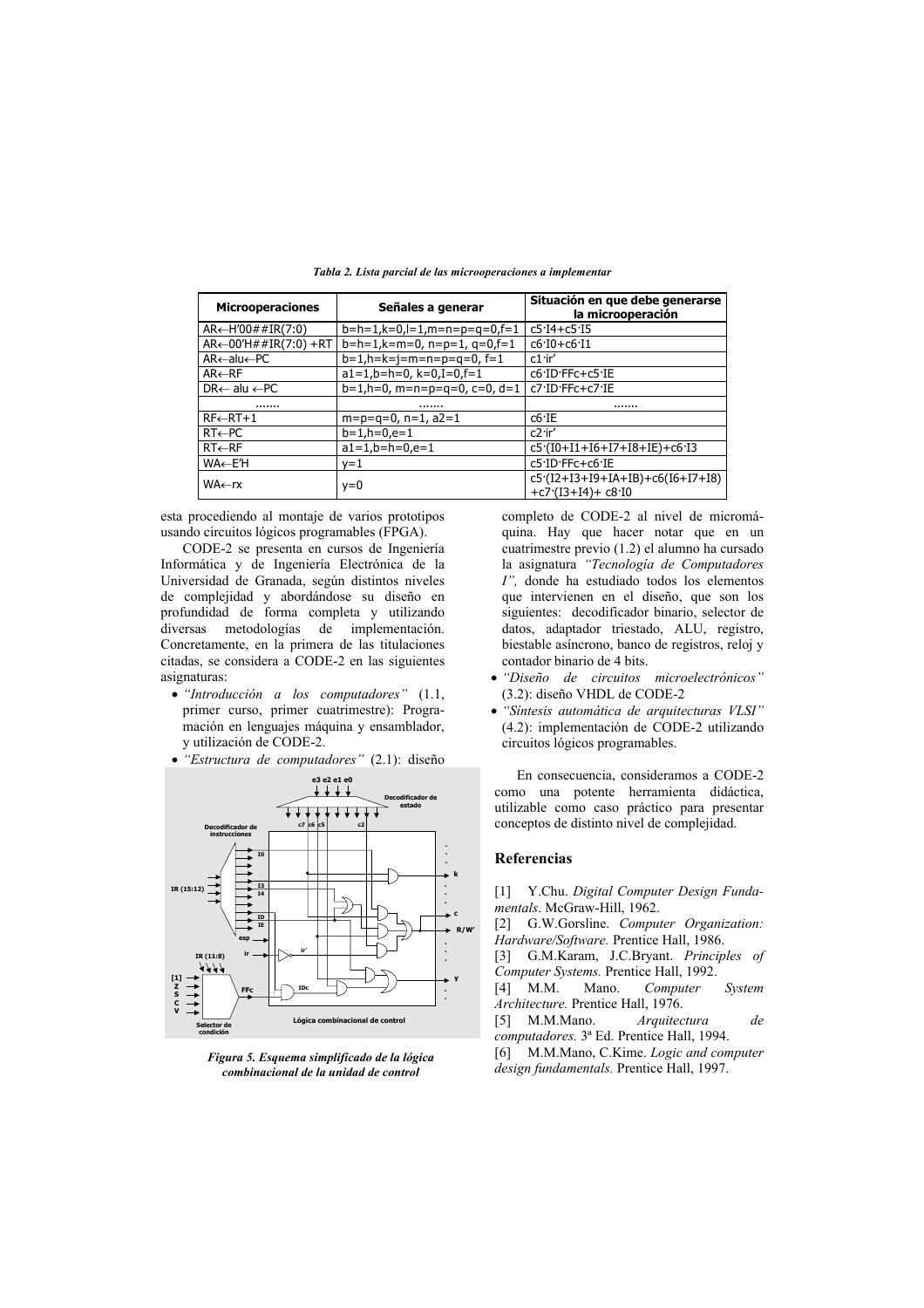*Tabla 2. Lista parcial de las microoperaciones a implementar*

| Microoperaciones | Señales a generar | Situación en que debe generarse la microoperación |
|---|---|---|
| AR←H'00##IR(7:0) | b=h=1,k=0,l=1,m=n=p=q=0,f=1 | c5·I4+c5·I5 |
| AR←00'H##IR(7:0) +RT | b=h=1,k=m=0, n=p=1, q=0,f=1 | c6·I0+c6·I1 |
| AR←alu←PC | b=1,h=k=j=m=n=p=q=0, f=1 | c1·ir' |
| AR←RF | a1=1,b=h=0, k=0,I=0,f=1 | c6·ID·FFc+c5·IE |
| DR← alu ←PC | b=1,h=0, m=n=p=q=0, c=0, d=1 | c7·ID·FFc+c7·IE |
| ....... | ....... | ....... |
| RF←RT+1 | m=p=q=0, n=1, a2=1 | c6·IE |
| RT←PC | b=1,h=0,e=1 | c2·ir' |
| RT←RF | a1=1,b=h=0,e=1 | c5·(I0+I1+I6+I7+I8+IE)+c6·I3 |
| WA←E'H | y=1 | c5·ID·FFc+c6·IE |
| WA←rx | y=0 | c5·(I2+I3+I9+IA+IB)+c6(I6+I7+I8) +c7·(I3+I4)+ c8·I0 |

esta procediendo al montaje de varios prototipos usando circuitos lógicos programables (FPGA).

CODE-2 se presenta en cursos de Ingeniería Informática y de Ingeniería Electrónica de la Universidad de Granada, según distintos niveles de complejidad y abordándose su diseño en profundidad de forma completa y utilizando diversas metodologías de implementación. Concretamente, en la primera de las titulaciones citadas, se considera a CODE-2 en las siguientes asignaturas:

- *"Introducción a los computadores"* (1.1, primer curso, primer cuatrimestre): Programación en lenguajes máquina y ensamblador, y utilización de CODE-2.
- *"Estructura de computadores"* (2.1): diseño completo de CODE-2 al nivel de micromáquina. Hay que hacer notar que en un cuatrimestre previo (1.2) el alumno ha cursado la asignatura *"Tecnología de Computadores I"*, donde ha estudiado todos los elementos que intervienen en el diseño, que son los siguientes: decodificador binario, selector de datos, adaptador triestado, ALU, registro, biestable asíncrono, banco de registros, reloj y contador binario de 4 bits.
- *"Diseño de circuitos microelectrónicos"* (3.2): diseño VHDL de CODE-2
- *"Síntesis automática de arquitecturas VLSI"* (4.2): implementación de CODE-2 utilizando circuitos lógicos programables.

*Figura 5. Esquema simplificado de la lógica combinacional de la unidad de control*

En consecuencia, consideramos a CODE-2 como una potente herramienta didáctica, utilizable como caso práctico para presentar conceptos de distinto nivel de complejidad.

## Referencias

[1] Y.Chu. *Digital Computer Design Fundamentals*. McGraw-Hill, 1962.

[2] G.W.Gorsline. *Computer Organization: Hardware/Software.* Prentice Hall, 1986.

[3] G.M.Karam, J.C.Bryant. *Principles of Computer Systems.* Prentice Hall, 1992.

[4] M.M. Mano. *Computer System Architecture.* Prentice Hall, 1976.

[5] M.M.Mano. *Arquitectura de computadores.* 3ª Ed. Prentice Hall, 1994.

[6] M.M.Mano, C.Kime. *Logic and computer design fundamentals.* Prentice Hall, 1997.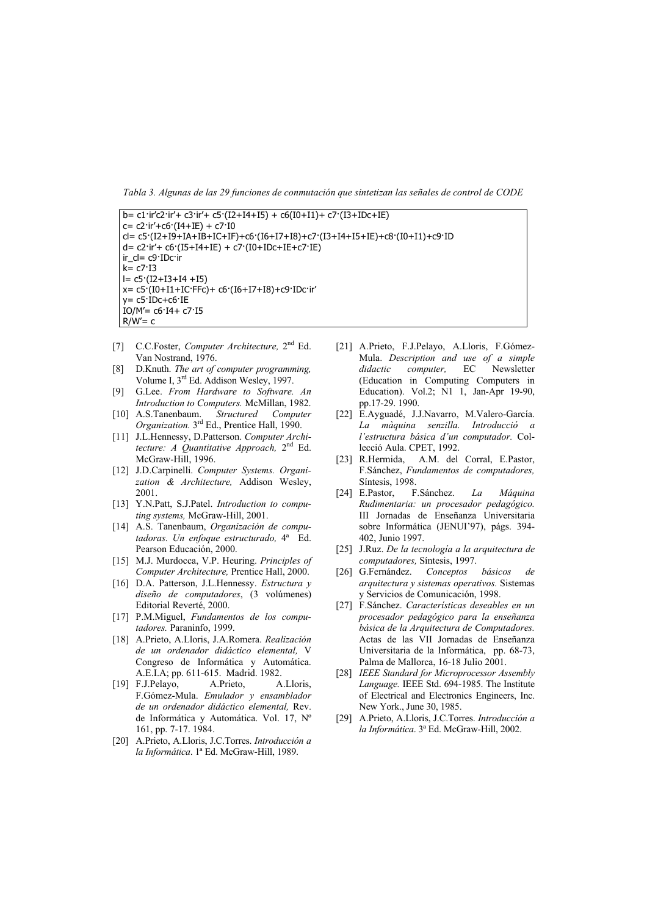*Tabla 3. Algunas de las 29 funciones de conmutación que sintetizan las señales de control de CODE*

```
b= c1·ir'c2·ir'+ c3·ir'+ c5·(I2+I4+I5) + c6(I0+I1)+ c7·(I3+IDc+IE)
c= c2·ir'+c6·(I4+IE) + c7·I0
cl= c5·(I2+I9+IA+IB+IC+IF)+c6·(I6+I7+I8)+c7·(I3+I4+I5+IE)+c8·(I0+I1)+c9·ID
d= c2·ir'+ c6·(I5+I4+IE) + c7·(I0+IDc+IE+c7·IE)
ir_cl= c9·IDc·ir
k= c7·I3
l= c5·(I2+I3+I4 +I5)
x= c5·(I0+I1+IC·FFc)+ c6·(I6+I7+I8)+c9·IDc·ir'
y= c5·IDc+c6·IE
IO/M'= c6·I4+ c7·I5
R/W'= c
```

[7] C.C.Foster, *Computer Architecture,* 2nd Ed. Van Nostrand, 1976.

[8] D.Knuth. *The art of computer programming,* Volume I, 3rd Ed. Addison Wesley, 1997.

[9] G.Lee. *From Hardware to Software. An Introduction to Computers.* McMillan, 1982.

[10] A.S.Tanenbaum. *Structured Computer Organization.* 3rd Ed., Prentice Hall, 1990.

[11] J.L.Hennessy, D.Patterson. *Computer Architecture: A Quantitative Approach,* 2nd Ed. McGraw-Hill, 1996.

[12] J.D.Carpinelli. *Computer Systems. Organization & Architecture,* Addison Wesley, 2001.

[13] Y.N.Patt, S.J.Patel. *Introduction to computing systems,* McGraw-Hill, 2001.

[14] A.S. Tanenbaum, *Organización de computadoras. Un enfoque estructurado,* 4ª Ed. Pearson Educación, 2000.

[15] M.J. Murdocca, V.P. Heuring. *Principles of Computer Architecture,* Prentice Hall, 2000.

[16] D.A. Patterson, J.L.Hennessy. *Estructura y diseño de computadores*, (3 volúmenes) Editorial Reverté, 2000.

[17] P.M.Miguel, *Fundamentos de los computadores.* Paraninfo, 1999.

[18] A.Prieto, A.Lloris, J.A.Romera. *Realización de un ordenador didáctico elemental,* V Congreso de Informática y Automática. A.E.I.A; pp. 611-615. Madrid. 1982.

[19] F.J.Pelayo, A.Prieto, A.Lloris, F.Gómez-Mula. *Emulador y ensamblador de un ordenador didáctico elemental,* Rev. de Informática y Automática. Vol. 17, Nº 161, pp. 7-17. 1984.

[20] A.Prieto, A.Lloris, J.C.Torres. *Introducción a la Informática*. 1ª Ed. McGraw-Hill, 1989.

[21] A.Prieto, F.J.Pelayo, A.Lloris, F.Gómez-Mula. *Description and use of a simple didactic computer,* EC Newsletter (Education in Computing Computers in Education). Vol.2; N1 1, Jan-Apr 19-90, pp.17-29. 1990.

[22] E.Ayguadé, J.J.Navarro, M.Valero-García. *La màquina senzilla. Introducció a l'estructura bàsica d'un computador.* Col-lecció Aula. CPET, 1992.

[23] R.Hermida, A.M. del Corral, E.Pastor, F.Sánchez, *Fundamentos de computadores,* Síntesis, 1998.

[24] E.Pastor, F.Sánchez. *La Máquina Rudimentaria: un procesador pedagógico.* III Jornadas de Enseñanza Universitaria sobre Informática (JENUI'97), págs. 394-402, Junio 1997.

[25] J.Ruz. *De la tecnología a la arquitectura de computadores,* Síntesis, 1997.

[26] G.Fernández. *Conceptos básicos de arquitectura y sistemas operativos.* Sistemas y Servicios de Comunicación, 1998.

[27] F.Sánchez. *Características deseables en un procesador pedagógico para la enseñanza básica de la Arquitectura de Computadores.* Actas de las VII Jornadas de Enseñanza Universitaria de la Informática, pp. 68-73, Palma de Mallorca, 16-18 Julio 2001.

[28] *IEEE Standard for Microprocessor Assembly Language.* IEEE Std. 694-1985. The Institute of Electrical and Electronics Engineers, Inc. New York., June 30, 1985.

[29] A.Prieto, A.Lloris, J.C.Torres. *Introducción a la Informática*. 3ª Ed. McGraw-Hill, 2002.